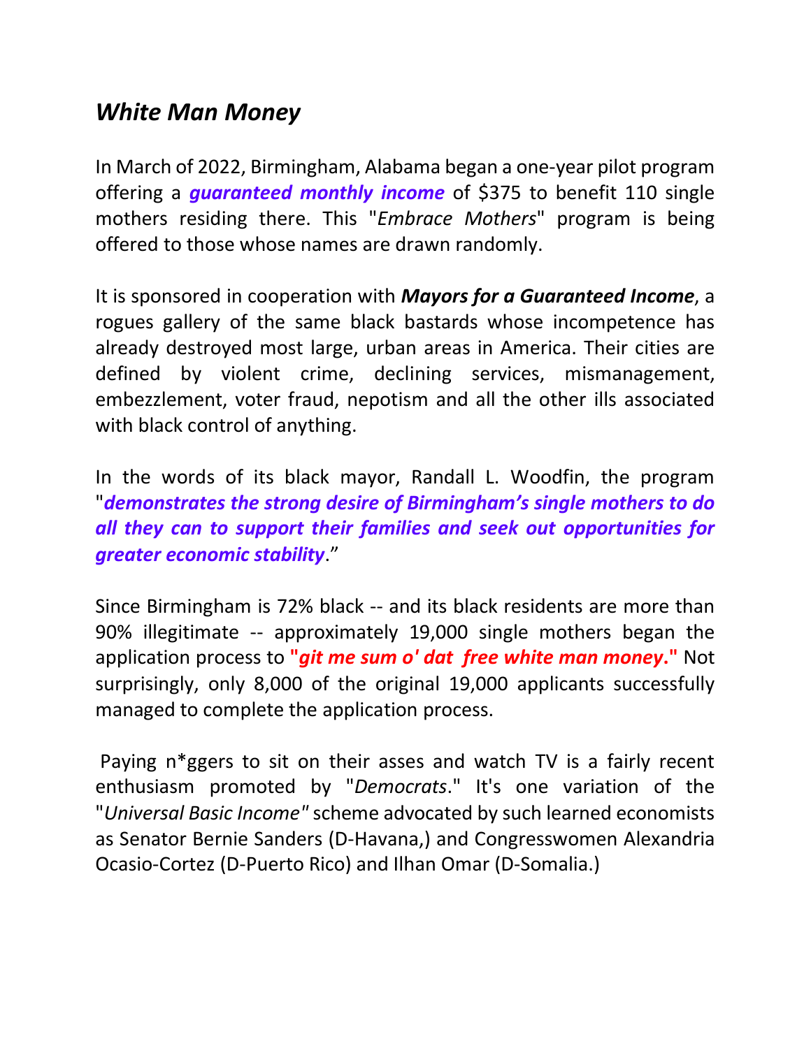## *White Man Money*

In March of 2022, Birmingham, Alabama began a one-year pilot program offering a ***guaranteed monthly income*** of $375 to benefit 110 single mothers residing there. This "*Embrace Mothers*" program is being offered to those whose names are drawn randomly.

It is sponsored in cooperation with ***Mayors for a Guaranteed Income***, a rogues gallery of the same black bastards whose incompetence has already destroyed most large, urban areas in America. Their cities are defined by violent crime, declining services, mismanagement, embezzlement, voter fraud, nepotism and all the other ills associated with black control of anything.

In the words of its black mayor, Randall L. Woodfin, the program "***demonstrates the strong desire of Birmingham's single mothers to do all they can to support their families and seek out opportunities for greater economic stability***."

Since Birmingham is 72% black -- and its black residents are more than 90% illegitimate -- approximately 19,000 single mothers began the application process to **"*git me sum o' dat free white man money*."** Not surprisingly, only 8,000 of the original 19,000 applicants successfully managed to complete the application process.

Paying n*ggers to sit on their asses and watch TV is a fairly recent enthusiasm promoted by "*Democrats*." It's one variation of the "*Universal Basic Income"* scheme advocated by such learned economists as Senator Bernie Sanders (D-Havana,) and Congresswomen Alexandria Ocasio-Cortez (D-Puerto Rico) and Ilhan Omar (D-Somalia.)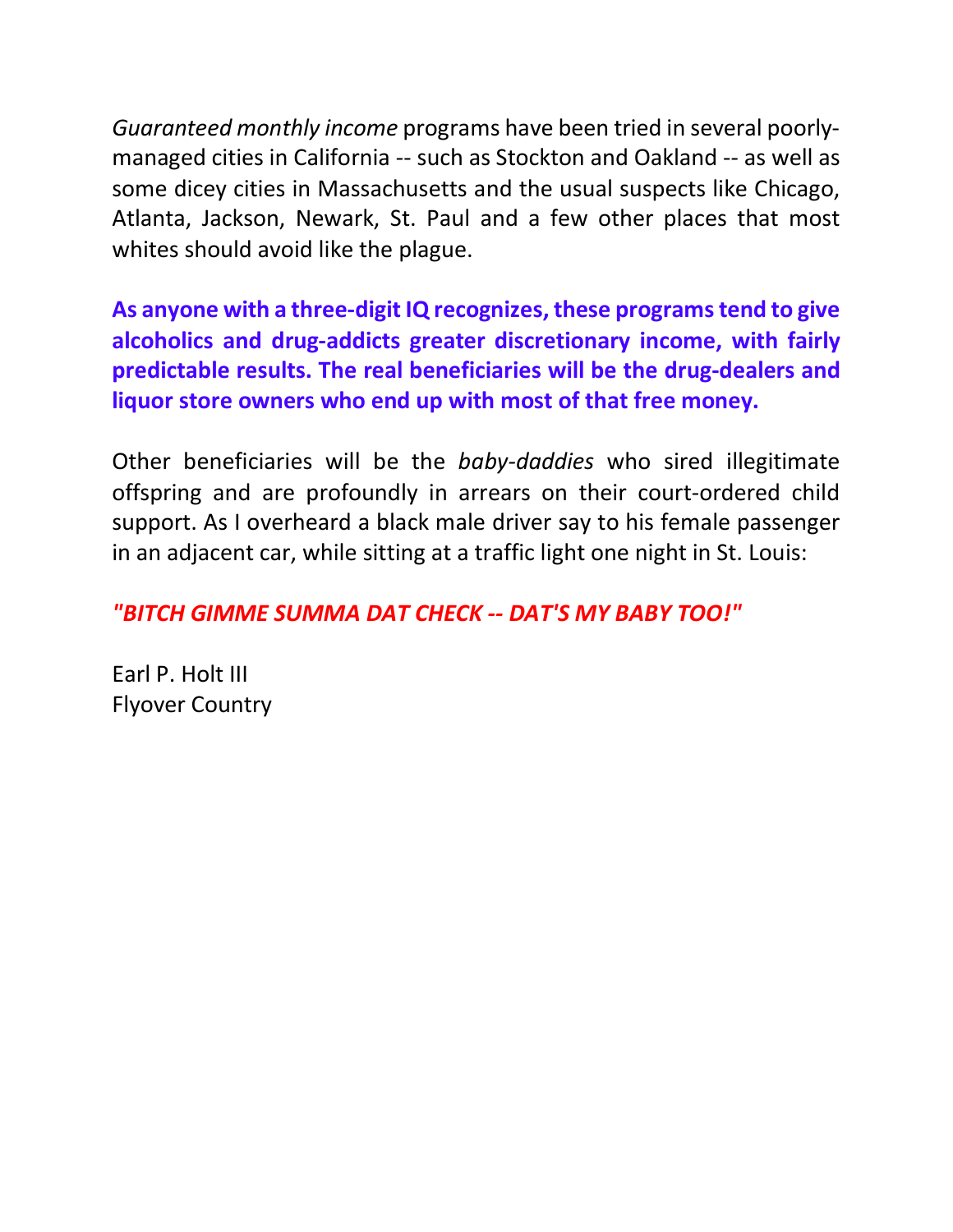*Guaranteed monthly income* programs have been tried in several poorly-managed cities in California -- such as Stockton and Oakland -- as well as some dicey cities in Massachusetts and the usual suspects like Chicago, Atlanta, Jackson, Newark, St. Paul and a few other places that most whites should avoid like the plague.

**As anyone with a three-digit IQ recognizes, these programs tend to give alcoholics and drug-addicts greater discretionary income, with fairly predictable results. The real beneficiaries will be the drug-dealers and liquor store owners who end up with most of that free money.**

Other beneficiaries will be the *baby-daddies* who sired illegitimate offspring and are profoundly in arrears on their court-ordered child support. As I overheard a black male driver say to his female passenger in an adjacent car, while sitting at a traffic light one night in St. Louis:

***"BITCH GIMME SUMMA DAT CHECK -- DAT'S MY BABY TOO!"***

Earl P. Holt III
Flyover Country